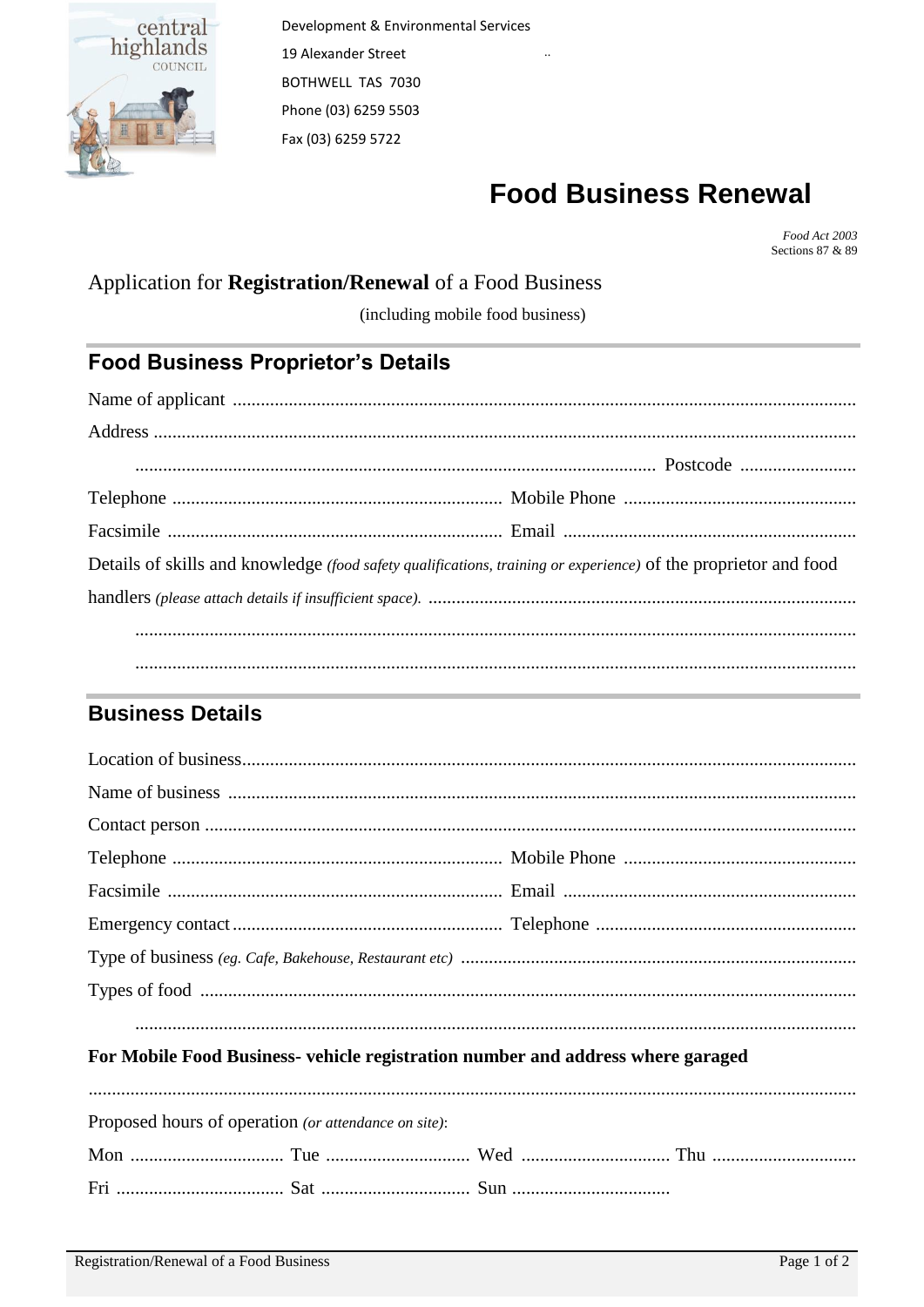Development & Environmental Services
19 Alexander Street
BOTHWELL TAS 7030
Phone (03) 6259 5503
Fax (03) 6259 5722

# Food Business Renewal

*Food Act 2003*
Sections 87 & 89

Application for **Registration/Renewal** of a Food Business

(including mobile food business)

## Food Business Proprietor's Details

Name of applicant ..............................................................................................................................

Address ..............................................................................................................................

.............................................................................................................. Postcode .........................

Telephone ....................................................................... Mobile Phone ..................................................

Facsimile ....................................................................... Email ...............................................................

Details of skills and knowledge *(food safety qualifications, training or experience)* of the proprietor and food handlers *(please attach details if insufficient space).* ..............................................................................................

..............................................................................................................................

..............................................................................................................................

## Business Details

Location of business..............................................................................................................................

Name of business ..............................................................................................................................

Contact person ..............................................................................................................................

Telephone ....................................................................... Mobile Phone ..................................................

Facsimile ....................................................................... Email ...............................................................

Emergency contact ......................................................... Telephone .......................................................

Type of business *(eg. Cafe, Bakehouse, Restaurant etc)* ....................................................................................

Types of food ..............................................................................................................................

..............................................................................................................................

**For Mobile Food Business- vehicle registration number and address where garaged**

..............................................................................................................................

Proposed hours of operation *(or attendance on site)*:

Mon ................................. Tue ............................... Wed ................................ Thu ...............................

Fri .................................... Sat ................................ Sun ..................................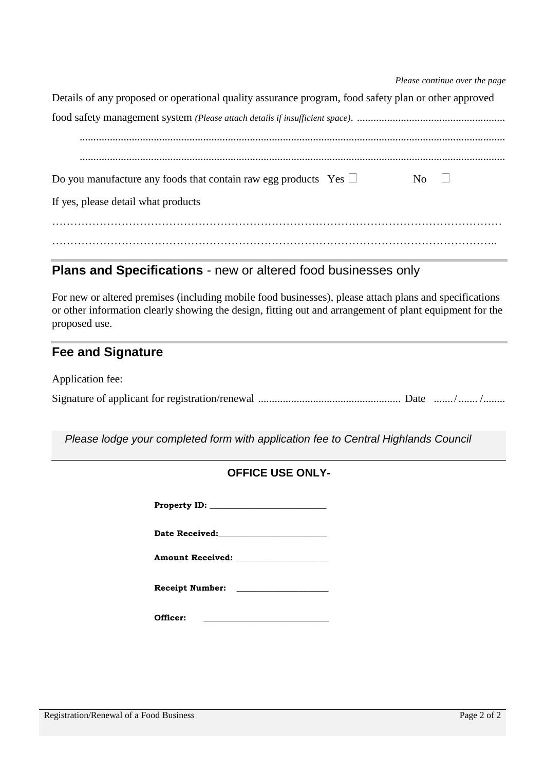*Please continue over the page*

Details of any proposed or operational quality assurance program, food safety plan or other approved food safety management system *(Please attach details if insufficient space)*. ......................................................

..........................................................................................................................................................

..........................................................................................................................................................

Do you manufacture any foods that contain raw egg products Yes ☐ No ☐

If yes, please detail what products

…………………………………………………………………………………………………………

………………………………………………………………………………………………………..

## **Plans and Specifications** - new or altered food businesses only

For new or altered premises (including mobile food businesses), please attach plans and specifications or other information clearly showing the design, fitting out and arrangement of plant equipment for the proposed use.

## Fee and Signature

Application fee:

Signature of applicant for registration/renewal .................................................... Date ......./......./........

*Please lodge your completed form with application fee to Central Highlands Council*

### OFFICE USE ONLY-

**Property ID:** ___________________________

**Date Received:**_________________________

**Amount Received:** _____________________

**Receipt Number:** _____________________

**Officer:** ___________________________